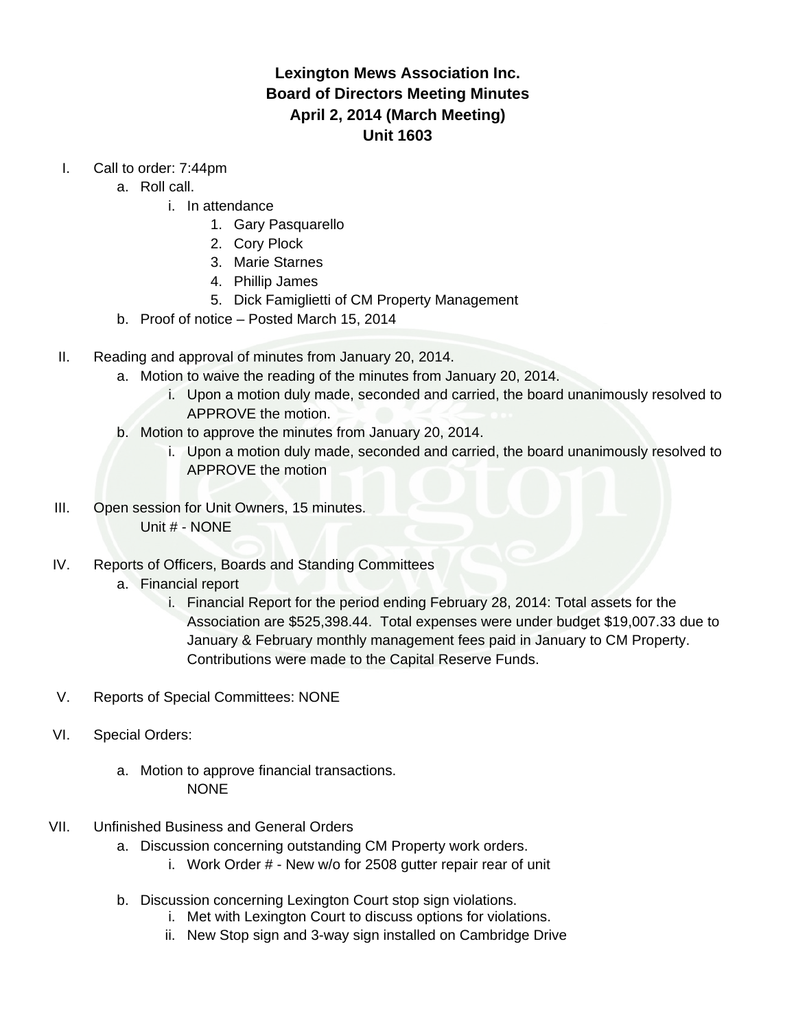**Lexington Mews Association Inc.**
**Board of Directors Meeting Minutes**
**April 2, 2014 (March Meeting)**
**Unit 1603**

I. Call to order: 7:44pm
   a. Roll call.
      i. In attendance
         1. Gary Pasquarello
         2. Cory Plock
         3. Marie Starnes
         4. Phillip James
         5. Dick Famiglietti of CM Property Management
   b. Proof of notice – Posted March 15, 2014

II. Reading and approval of minutes from January 20, 2014.
   a. Motion to waive the reading of the minutes from January 20, 2014.
      i. Upon a motion duly made, seconded and carried, the board unanimously resolved to APPROVE the motion.
   b. Motion to approve the minutes from January 20, 2014.
      i. Upon a motion duly made, seconded and carried, the board unanimously resolved to APPROVE the motion

III. Open session for Unit Owners, 15 minutes.
   Unit # - NONE

IV. Reports of Officers, Boards and Standing Committees
   a. Financial report
      i. Financial Report for the period ending February 28, 2014: Total assets for the Association are $525,398.44. Total expenses were under budget $19,007.33 due to January & February monthly management fees paid in January to CM Property. Contributions were made to the Capital Reserve Funds.

V. Reports of Special Committees: NONE

VI. Special Orders:
   a. Motion to approve financial transactions.
      NONE

VII. Unfinished Business and General Orders
   a. Discussion concerning outstanding CM Property work orders.
      i. Work Order # - New w/o for 2508 gutter repair rear of unit
   b. Discussion concerning Lexington Court stop sign violations.
      i. Met with Lexington Court to discuss options for violations.
      ii. New Stop sign and 3-way sign installed on Cambridge Drive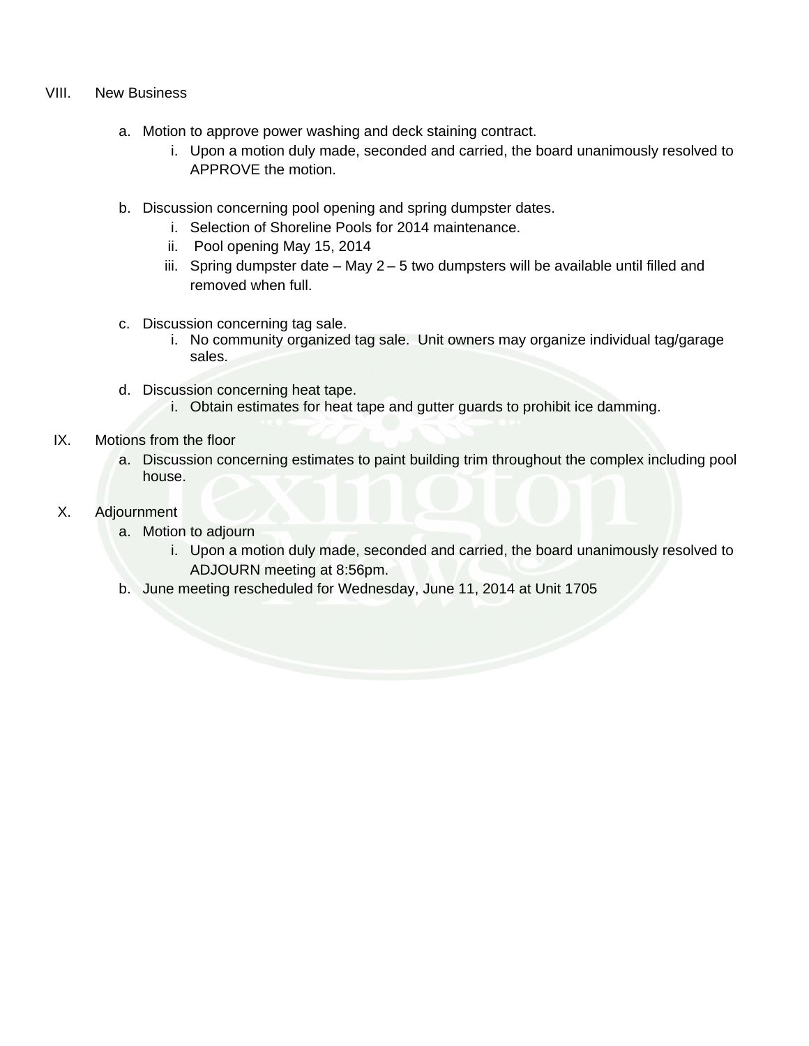VIII. New Business

  a. Motion to approve power washing and deck staining contract.
     i. Upon a motion duly made, seconded and carried, the board unanimously resolved to APPROVE the motion.

  b. Discussion concerning pool opening and spring dumpster dates.
     i. Selection of Shoreline Pools for 2014 maintenance.
     ii. Pool opening May 15, 2014
     iii. Spring dumpster date – May 2 – 5 two dumpsters will be available until filled and removed when full.

  c. Discussion concerning tag sale.
     i. No community organized tag sale. Unit owners may organize individual tag/garage sales.

  d. Discussion concerning heat tape.
     i. Obtain estimates for heat tape and gutter guards to prohibit ice damming.

IX. Motions from the floor

  a. Discussion concerning estimates to paint building trim throughout the complex including pool house.

X. Adjournment

  a. Motion to adjourn
     i. Upon a motion duly made, seconded and carried, the board unanimously resolved to ADJOURN meeting at 8:56pm.
  b. June meeting rescheduled for Wednesday, June 11, 2014 at Unit 1705